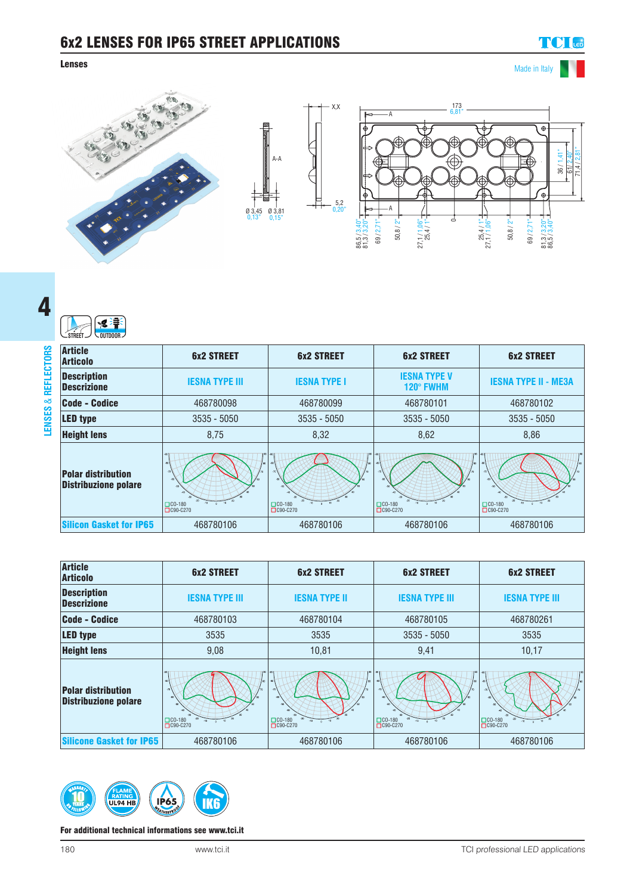# 6x2 LENSES FOR IP65 STREET APPLICATIONS

**Lenses**

Made in Italy

| Article Articolo | 6x2 STREET | 6x2 STREET | 6x2 STREET | 6x2 STREET |
|---|---|---|---|---|
| Description Descrizione | IESNA TYPE III | IESNA TYPE I | IESNA TYPE V 120° FWHM | IESNA TYPE II - ME3A |
| Code - Codice | 468780098 | 468780099 | 468780101 | 468780102 |
| LED type | 3535 - 5050 | 3535 - 5050 | 3535 - 5050 | 3535 - 5050 |
| Height lens | 8,75 | 8,32 | 8,62 | 8,86 |
| Polar distribution Distribuzione polare | C0-180 C90-C270 | C0-180 C90-C270 | C0-180 C90-C270 | C0-180 C90-C270 |
| Silicon Gasket for IP65 | 468780106 | 468780106 | 468780106 | 468780106 |

| Article Articolo | 6x2 STREET | 6x2 STREET | 6x2 STREET | 6x2 STREET |
|---|---|---|---|---|
| Description Descrizione | IESNA TYPE III | IESNA TYPE II | IESNA TYPE III | IESNA TYPE III |
| Code - Codice | 468780103 | 468780104 | 468780105 | 468780261 |
| LED type | 3535 | 3535 | 3535 - 5050 | 3535 |
| Height lens | 9,08 | 10,81 | 9,41 | 10,17 |
| Polar distribution Distribuzione polare | C0-180 C90-C270 | C0-180 C90-C270 | C0-180 C90-C270 | C0-180 C90-C270 |
| Silicone Gasket for IP65 | 468780106 | 468780106 | 468780106 | 468780106 |

**For additional technical informations see www.tci.it**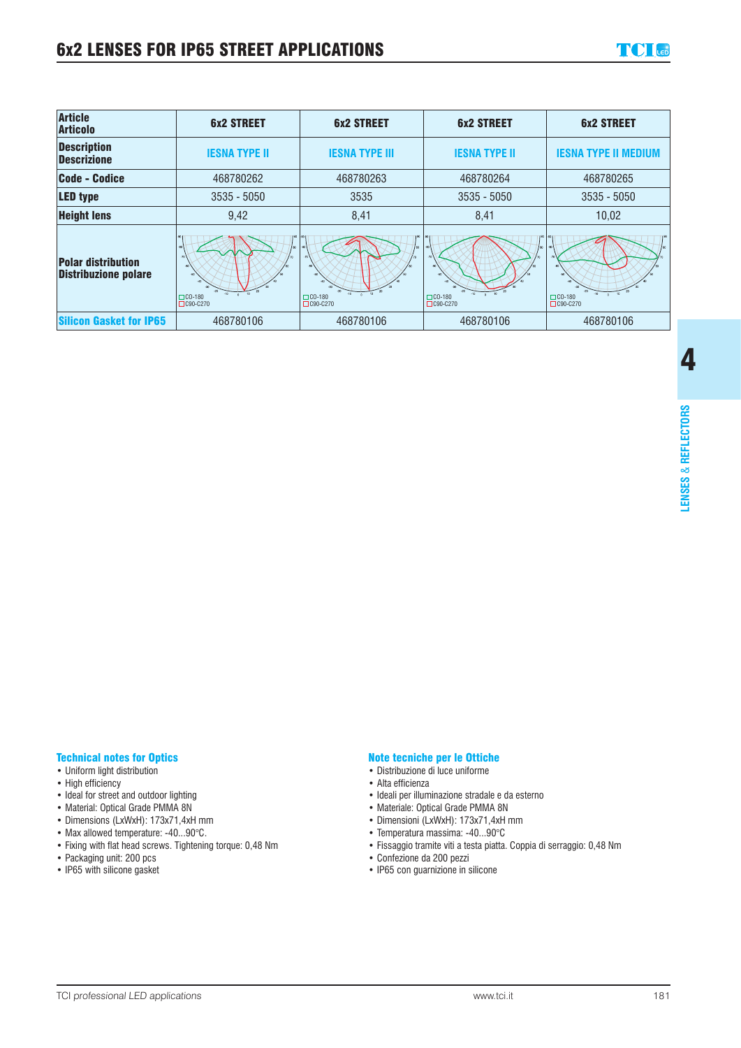# 6x2 LENSES FOR IP65 STREET APPLICATIONS

| Article<br>Articolo | 6x2 STREET | 6x2 STREET | 6x2 STREET | 6x2 STREET |
|---|---|---|---|---|
| Description<br>Descrizione | IESNA TYPE II | IESNA TYPE III | IESNA TYPE II | IESNA TYPE II MEDIUM |
| Code - Codice | 468780262 | 468780263 | 468780264 | 468780265 |
| LED type | 3535 - 5050 | 3535 | 3535 - 5050 | 3535 - 5050 |
| Height lens | 9,42 | 8,41 | 8,41 | 10,02 |
| Polar distribution<br>Distribuzione polare | C0-180<br>C90-C270 | C0-180<br>C90-C270 | C0-180<br>C90-C270 | C0-180<br>C90-C270 |
| Silicon Gasket for IP65 | 468780106 | 468780106 | 468780106 | 468780106 |

4

LENSES & REFLECTORS

### Technical notes for Optics

- Uniform light distribution
- High efficiency
- Ideal for street and outdoor lighting
- Material: Optical Grade PMMA 8N
- Dimensions (LxWxH): 173x71,4xH mm
- Max allowed temperature: -40...90°C.
- Fixing with flat head screws. Tightening torque: 0,48 Nm
- Packaging unit: 200 pcs
- IP65 with silicone gasket

### Note tecniche per le Ottiche

- Distribuzione di luce uniforme
- Alta efficienza
- Ideali per illuminazione stradale e da esterno
- Materiale: Optical Grade PMMA 8N
- Dimensioni (LxWxH): 173x71,4xH mm
- Temperatura massima: -40...90°C
- Fissaggio tramite viti a testa piatta. Coppia di serraggio: 0,48 Nm
- Confezione da 200 pezzi
- IP65 con guarnizione in silicone